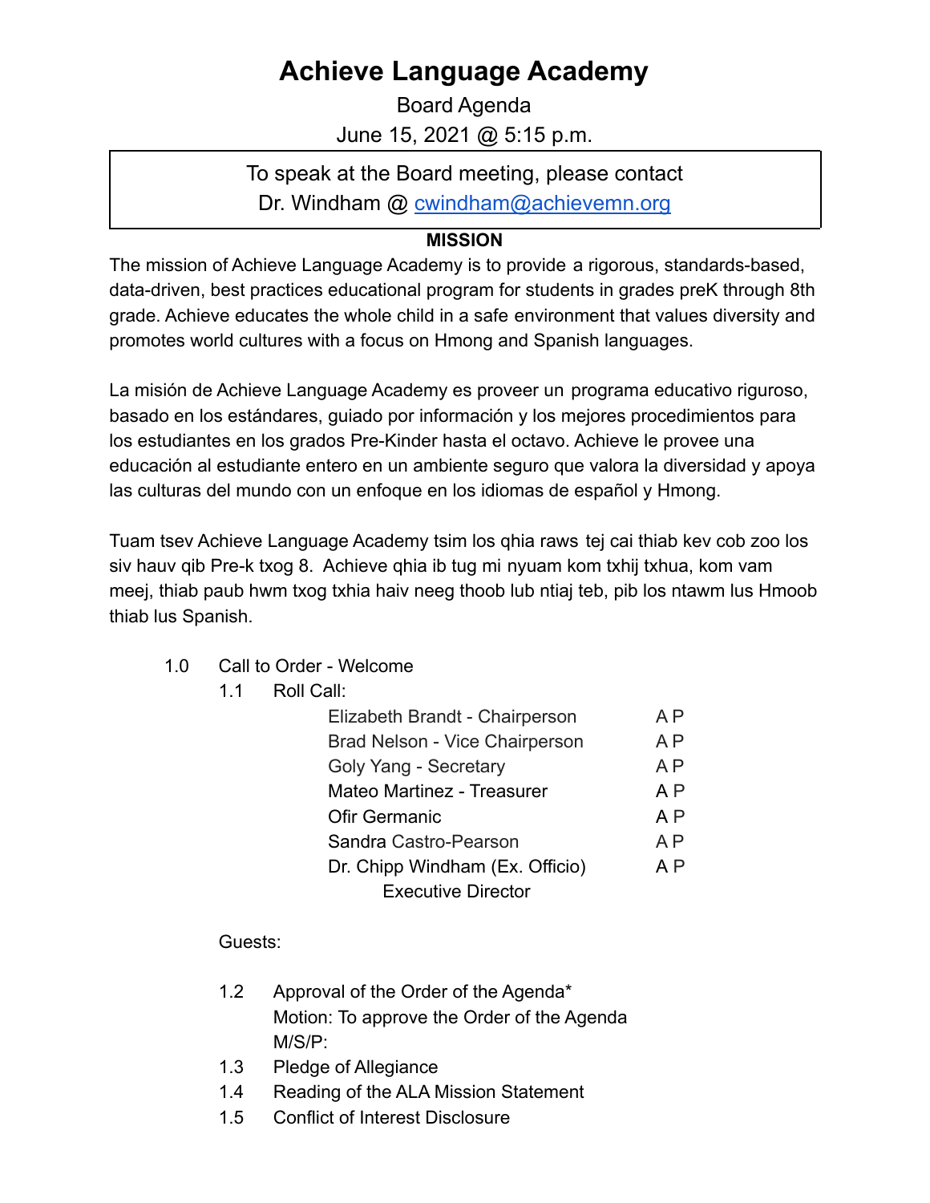# Achieve Language Academy

Board Agenda

June 15, 2021 @ 5:15 p.m.

To speak at the Board meeting, please contact
Dr. Windham @ cwindham@achievemn.org

**MISSION**

The mission of Achieve Language Academy is to provide a rigorous, standards-based, data-driven, best practices educational program for students in grades preK through 8th grade. Achieve educates the whole child in a safe environment that values diversity and promotes world cultures with a focus on Hmong and Spanish languages.

La misión de Achieve Language Academy es proveer un programa educativo riguroso, basado en los estándares, guiado por información y los mejores procedimientos para los estudiantes en los grados Pre-Kinder hasta el octavo. Achieve le provee una educación al estudiante entero en un ambiente seguro que valora la diversidad y apoya las culturas del mundo con un enfoque en los idiomas de español y Hmong.

Tuam tsev Achieve Language Academy tsim los qhia raws tej cai thiab kev cob zoo los siv hauv qib Pre-k txog 8. Achieve qhia ib tug mi nyuam kom txhij txhua, kom vam meej, thiab paub hwm txog txhia haiv neeg thoob lub ntiaj teb, pib los ntawm lus Hmoob thiab lus Spanish.

1.0 Call to Order - Welcome

1.1 Roll Call:

| | |
|---|---|
| Elizabeth Brandt - Chairperson | A P |
| Brad Nelson - Vice Chairperson | A P |
| Goly Yang - Secretary | A P |
| Mateo Martinez - Treasurer | A P |
| Ofir Germanic | A P |
| Sandra Castro-Pearson | A P |
| Dr. Chipp Windham (Ex. Officio) Executive Director | A P |

Guests:

1.2 Approval of the Order of the Agenda*
Motion: To approve the Order of the Agenda
M/S/P:

1.3 Pledge of Allegiance

1.4 Reading of the ALA Mission Statement

1.5 Conflict of Interest Disclosure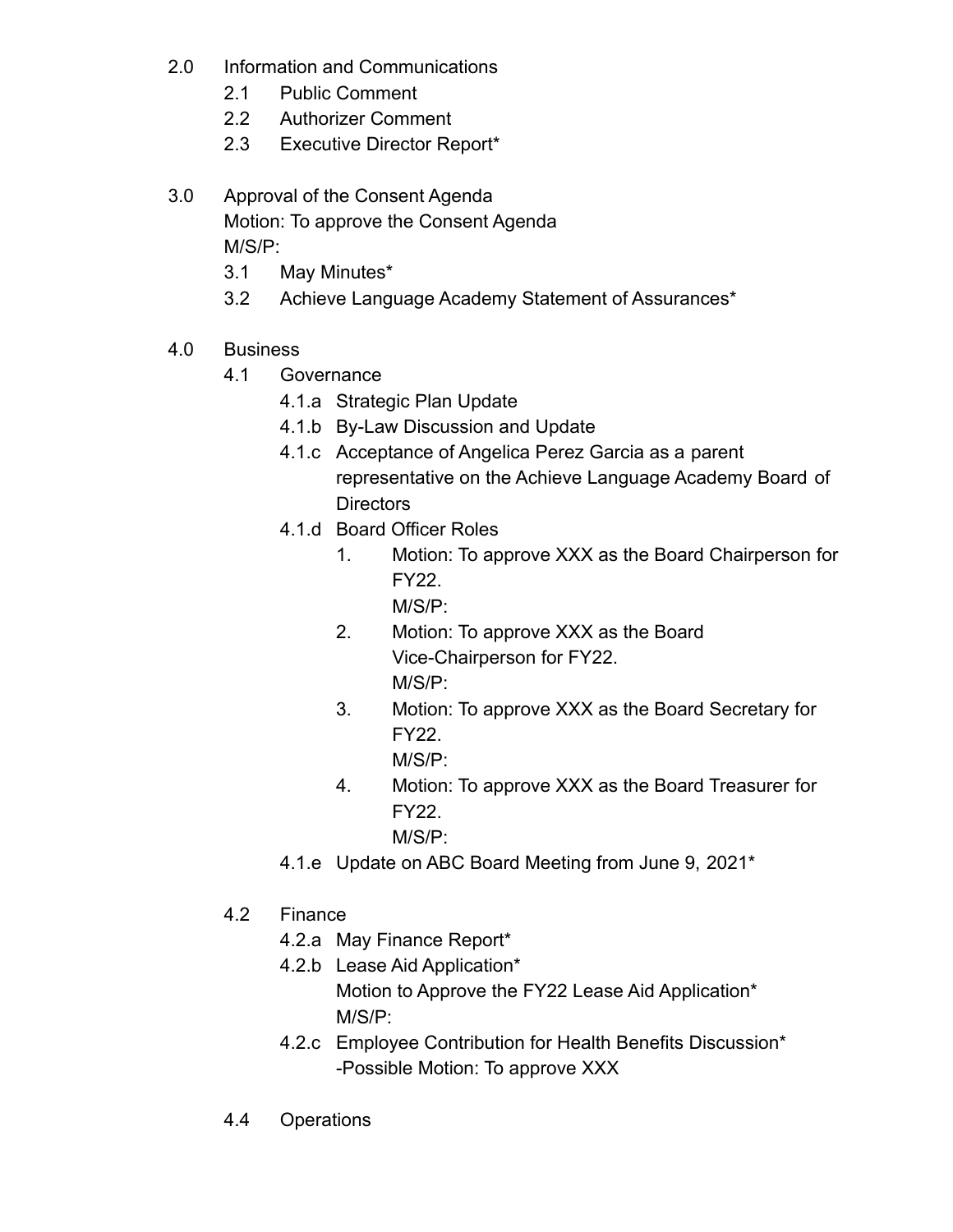2.0 Information and Communications
  - 2.1 Public Comment
  - 2.2 Authorizer Comment
  - 2.3 Executive Director Report*

3.0 Approval of the Consent Agenda
Motion: To approve the Consent Agenda
M/S/P:
  - 3.1 May Minutes*
  - 3.2 Achieve Language Academy Statement of Assurances*

4.0 Business
  - 4.1 Governance
    - 4.1.a Strategic Plan Update
    - 4.1.b By-Law Discussion and Update
    - 4.1.c Acceptance of Angelica Perez Garcia as a parent representative on the Achieve Language Academy Board of Directors
    - 4.1.d Board Officer Roles
      1. Motion: To approve XXX as the Board Chairperson for FY22.
         M/S/P:
      2. Motion: To approve XXX as the Board Vice-Chairperson for FY22.
         M/S/P:
      3. Motion: To approve XXX as the Board Secretary for FY22.
         M/S/P:
      4. Motion: To approve XXX as the Board Treasurer for FY22.
         M/S/P:
    - 4.1.e Update on ABC Board Meeting from June 9, 2021*

  - 4.2 Finance
    - 4.2.a May Finance Report*
    - 4.2.b Lease Aid Application*
      Motion to Approve the FY22 Lease Aid Application*
      M/S/P:
    - 4.2.c Employee Contribution for Health Benefits Discussion*
      -Possible Motion: To approve XXX

  - 4.4 Operations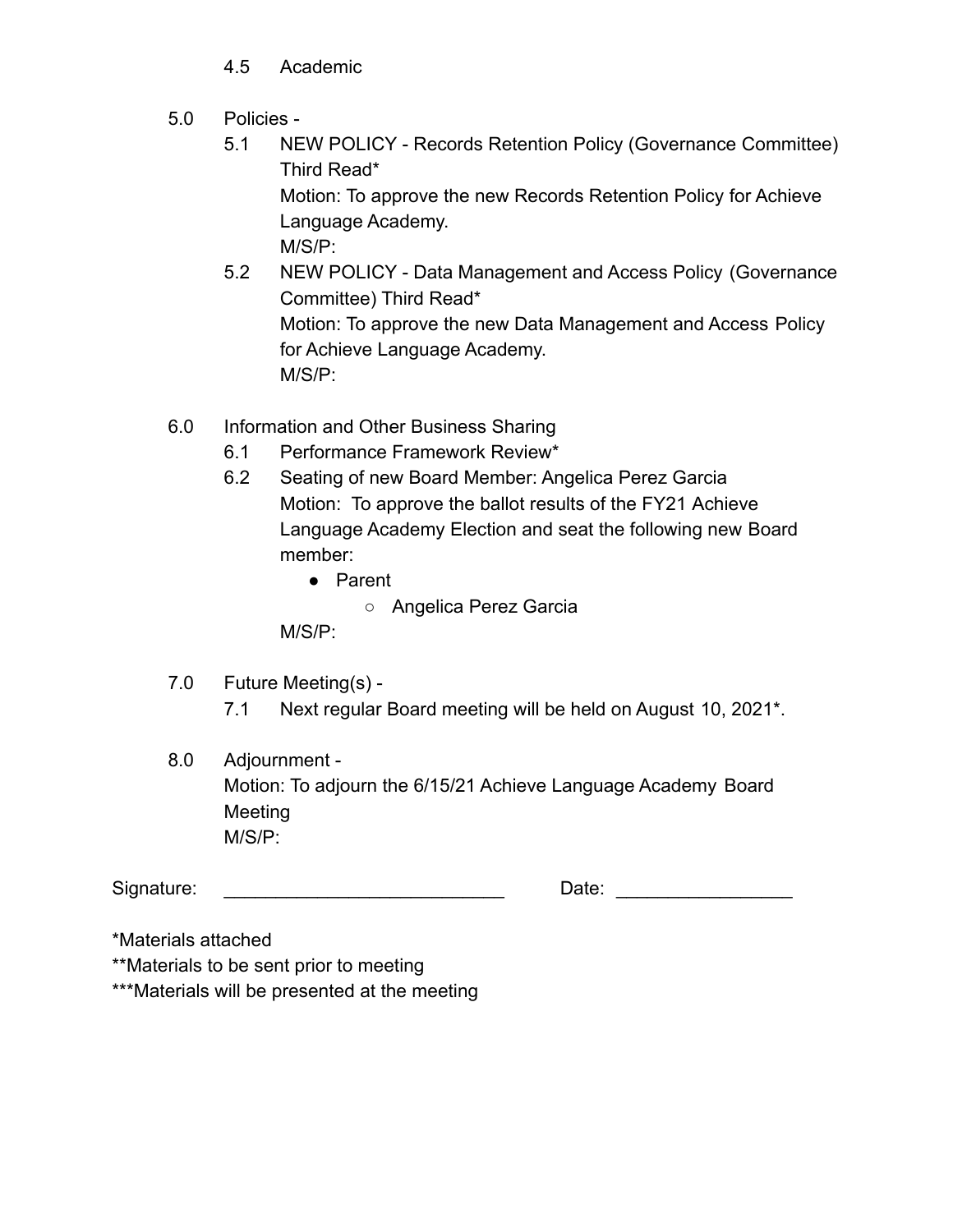4.5 Academic

5.0 Policies -

5.1 NEW POLICY - Records Retention Policy (Governance Committee) Third Read*

Motion: To approve the new Records Retention Policy for Achieve Language Academy.

M/S/P:

5.2 NEW POLICY - Data Management and Access Policy (Governance Committee) Third Read*

Motion: To approve the new Data Management and Access Policy for Achieve Language Academy.

M/S/P:

6.0 Information and Other Business Sharing

6.1 Performance Framework Review*

6.2 Seating of new Board Member: Angelica Perez Garcia

Motion: To approve the ballot results of the FY21 Achieve Language Academy Election and seat the following new Board member:

- Parent
  - Angelica Perez Garcia

M/S/P:

7.0 Future Meeting(s) -

7.1 Next regular Board meeting will be held on August 10, 2021*.

8.0 Adjournment -

Motion: To adjourn the 6/15/21 Achieve Language Academy Board Meeting

M/S/P:

Signature: ___________________________ Date: _________________

*Materials attached

**Materials to be sent prior to meeting

***Materials will be presented at the meeting